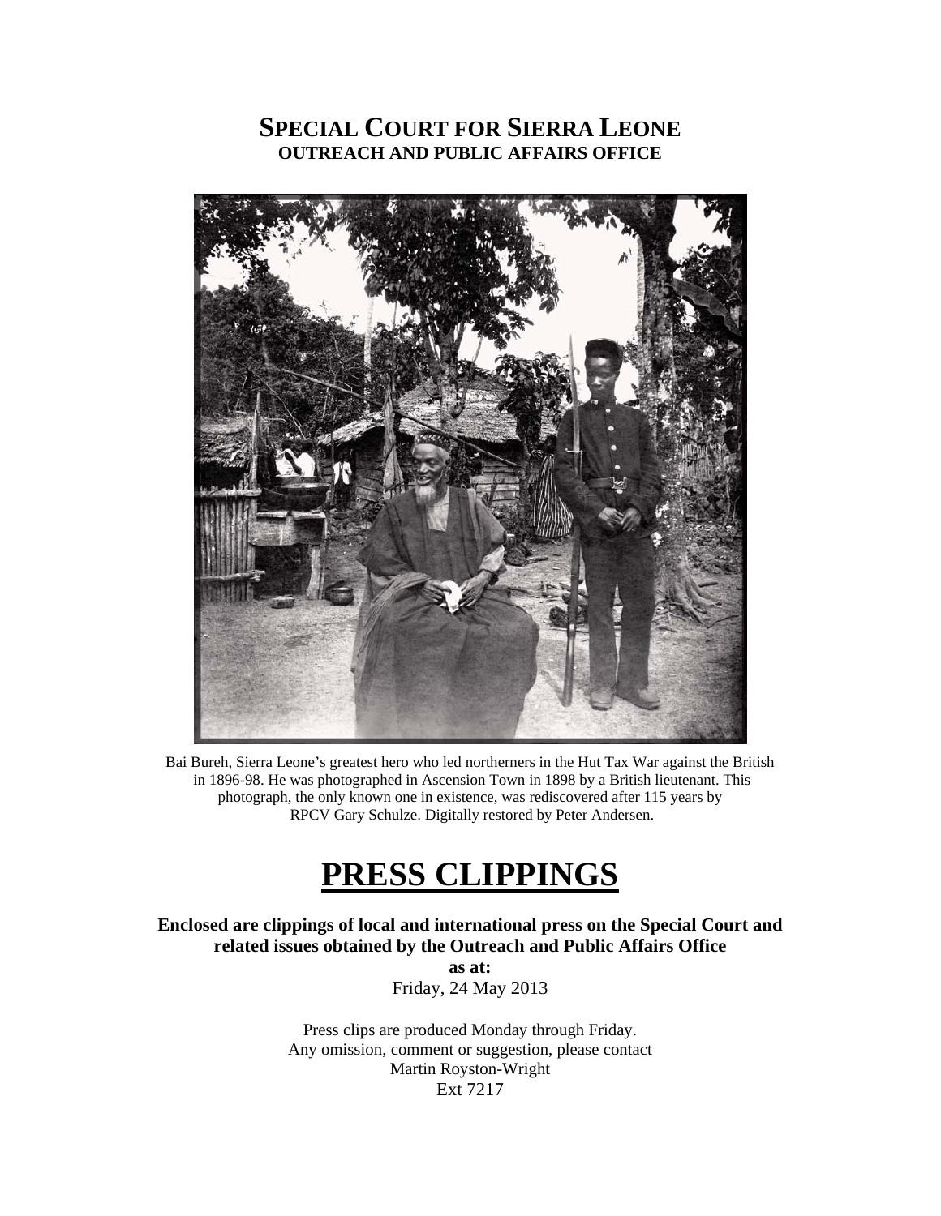# SPECIAL COURT FOR SIERRA LEONE
## OUTREACH AND PUBLIC AFFAIRS OFFICE

Bai Bureh, Sierra Leone's greatest hero who led northerners in the Hut Tax War against the British in 1896-98. He was photographed in Ascension Town in 1898 by a British lieutenant. This photograph, the only known one in existence, was rediscovered after 115 years by RPCV Gary Schulze. Digitally restored by Peter Andersen.

# PRESS CLIPPINGS

**Enclosed are clippings of local and international press on the Special Court and related issues obtained by the Outreach and Public Affairs Office**

**as at:**

Friday, 24 May 2013

Press clips are produced Monday through Friday.
Any omission, comment or suggestion, please contact
Martin Royston-Wright
Ext 7217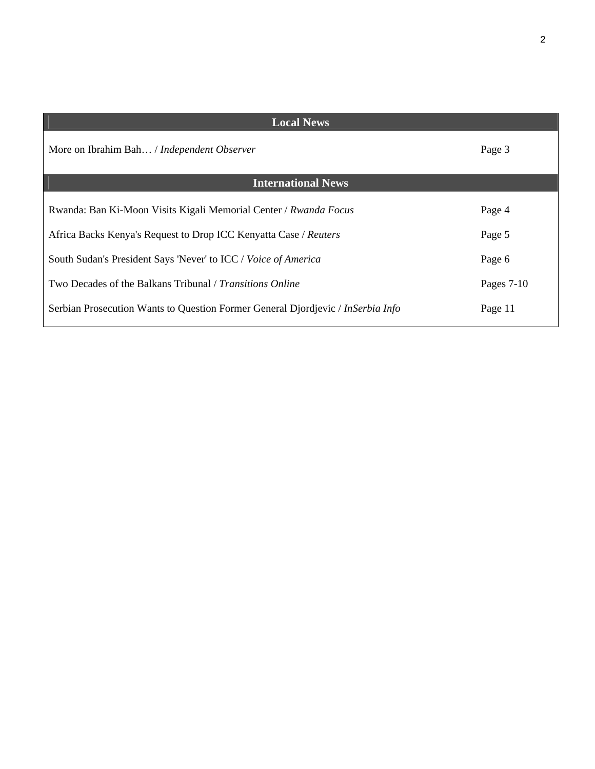| Local News | |
|---|---|
| More on Ibrahim Bah… / *Independent Observer* | Page 3 |
| **International News** | |
| Rwanda: Ban Ki-Moon Visits Kigali Memorial Center / *Rwanda Focus* | Page 4 |
| Africa Backs Kenya's Request to Drop ICC Kenyatta Case / *Reuters* | Page 5 |
| South Sudan's President Says 'Never' to ICC / *Voice of America* | Page 6 |
| Two Decades of the Balkans Tribunal / *Transitions Online* | Pages 7-10 |
| Serbian Prosecution Wants to Question Former General Djordjevic / *InSerbia Info* | Page 11 |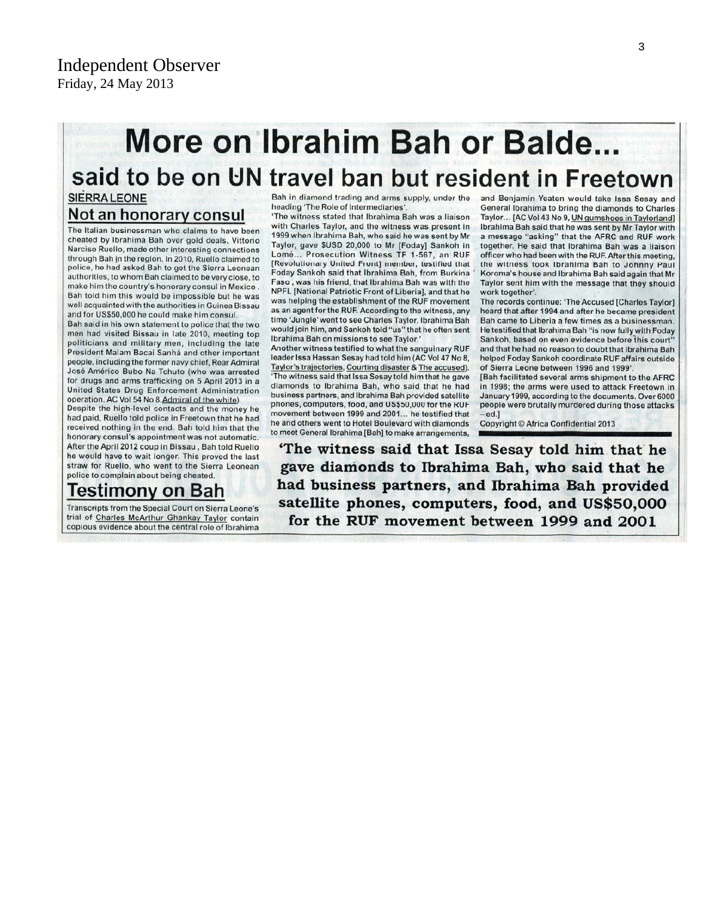Independent Observer
Friday, 24 May 2013

# More on Ibrahim Bah or Balde...

## said to be on UN travel ban but resident in Freetown

**SIERRA LEONE**

### Not an honorary consul

The Italian businessman who claims to have been cheated by Ibrahima Bah over gold deals, Vittorio Narciso Ruello, made other interesting connections through Bah in the region. In 2010, Ruello claimed to police, he had asked Bah to get the Sierra Leonean authorities, to whom Bah claimed to be very close, to make him the country's honorary consul in Mexico . Bah told him this would be impossible but he was well acquainted with the authorities in Guinea Bissau and for US$50,000 he could make him consul.

Bah said in his own statement to police that the two men had visited Bissau in late 2010, meeting top politicians and military men, including the late President Malam Bacai Sanhá and other important people, including the former navy chief, Rear Admiral José Américo Bubo Na Tchuto (who was arrested for drugs and arms trafficking on 5 April 2013 in a United States Drug Enforcement Administration operation. AC Vol 54 No 8,Admiral of the white).

Despite the high-level contacts and the money he had paid, Ruello told police in Freetown that he had received nothing in the end. Bah told him that the honorary consul's appointment was not automatic. After the April 2012 coup in Bissau , Bah told Ruello he would have to wait longer. This proved the last straw for Ruello, who went to the Sierra Leonean police to complain about being cheated.

### Testimony on Bah

Transcripts from the Special Court on Sierra Leone's trial of Charles McArthur Ghankay Taylor contain copious evidence about the central role of Ibrahima Bah in diamond trading and arms supply, under the heading 'The Role of Intermediaries'.

'The witness stated that Ibrahima Bah was a liaison with Charles Taylor, and the witness was present in 1999 when Ibrahima Bah, who said he was sent by Mr Taylor, gave $USD 20,000 to Mr [Foday] Sankoh in Lomé... Prosecution Witness TF 1-567, an RUF [Revolutionary United Front] member, testified that Foday Sankoh said that Ibrahima Bah, from Burkina Faso , was his friend, that Ibrahima Bah was with the NPFL [National Patriotic Front of Liberia], and that he was helping the establishment of the RUF movement as an agent for the RUF. According to the witness, any time 'Jungle' went to see Charles Taylor, Ibrahima Bah would join him, and Sankoh told "us" that he often sent Ibrahima Bah on missions to see Taylor.'

Another witness testified to what the sanguinary RUF leader Issa Hassan Sesay had told him (AC Vol 47 No 8, Taylor's trajectories, Courting disaster & The accused). 'The witness said that Issa Sesay told him that he gave diamonds to Ibrahima Bah, who said that he had business partners, and Ibrahima Bah provided satellite phones, computers, food, and US$50,000 for the RUF movement between 1999 and 2001... he testified that he and others went to Hotel Boulevard with diamonds to meet General Ibrahima [Bah] to make arrangements, and Benjamin Yeaten would take Issa Sesay and General Ibrahima to bring the diamonds to Charles Taylor... [AC Vol 43 No 9, UN gumshoes in Taylorland] Ibrahima Bah said that he was sent by Mr Taylor with a message "asking" that the AFRC and RUF work together. He said that Ibrahima Bah was a liaison officer who had been with the RUF. After this meeting, the witness took Ibrahima Bah to Johnny Paul Koroma's house and Ibrahima Bah said again that Mr Taylor sent him with the message that they should work together'.

The records continue: 'The Accused [Charles Taylor] heard that after 1994 and after he became president Bah came to Liberia a few times as a businessman. He testified that Ibrahima Bah "is now fully with Foday Sankoh, based on even evidence before this court" and that he had no reason to doubt that Ibrahima Bah helped Foday Sankoh coordinate RUF affairs outside of Sierra Leone between 1996 and 1999'.

[Bah facilitated several arms shipment to the AFRC in 1998; the arms were used to attack Freetown in January 1999, according to the documents. Over 6000 people were brutally murdered during those attacks – ed.]

Copyright © Africa Confidential 2013

**'The witness said that Issa Sesay told him that he gave diamonds to Ibrahima Bah, who said that he had business partners, and Ibrahima Bah provided satellite phones, computers, food, and US$50,000 for the RUF movement between 1999 and 2001**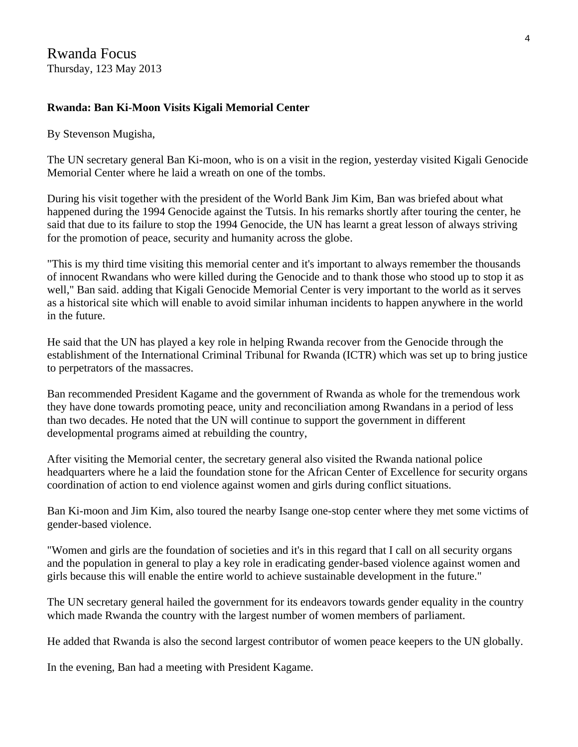Rwanda Focus
Thursday, 123 May 2013

**Rwanda: Ban Ki-Moon Visits Kigali Memorial Center**

By Stevenson Mugisha,

The UN secretary general Ban Ki-moon, who is on a visit in the region, yesterday visited Kigali Genocide Memorial Center where he laid a wreath on one of the tombs.

During his visit together with the president of the World Bank Jim Kim, Ban was briefed about what happened during the 1994 Genocide against the Tutsis. In his remarks shortly after touring the center, he said that due to its failure to stop the 1994 Genocide, the UN has learnt a great lesson of always striving for the promotion of peace, security and humanity across the globe.

"This is my third time visiting this memorial center and it's important to always remember the thousands of innocent Rwandans who were killed during the Genocide and to thank those who stood up to stop it as well," Ban said. adding that Kigali Genocide Memorial Center is very important to the world as it serves as a historical site which will enable to avoid similar inhuman incidents to happen anywhere in the world in the future.

He said that the UN has played a key role in helping Rwanda recover from the Genocide through the establishment of the International Criminal Tribunal for Rwanda (ICTR) which was set up to bring justice to perpetrators of the massacres.

Ban recommended President Kagame and the government of Rwanda as whole for the tremendous work they have done towards promoting peace, unity and reconciliation among Rwandans in a period of less than two decades. He noted that the UN will continue to support the government in different developmental programs aimed at rebuilding the country,

After visiting the Memorial center, the secretary general also visited the Rwanda national police headquarters where he a laid the foundation stone for the African Center of Excellence for security organs coordination of action to end violence against women and girls during conflict situations.

Ban Ki-moon and Jim Kim, also toured the nearby Isange one-stop center where they met some victims of gender-based violence.

"Women and girls are the foundation of societies and it's in this regard that I call on all security organs and the population in general to play a key role in eradicating gender-based violence against women and girls because this will enable the entire world to achieve sustainable development in the future."

The UN secretary general hailed the government for its endeavors towards gender equality in the country which made Rwanda the country with the largest number of women members of parliament.

He added that Rwanda is also the second largest contributor of women peace keepers to the UN globally.

In the evening, Ban had a meeting with President Kagame.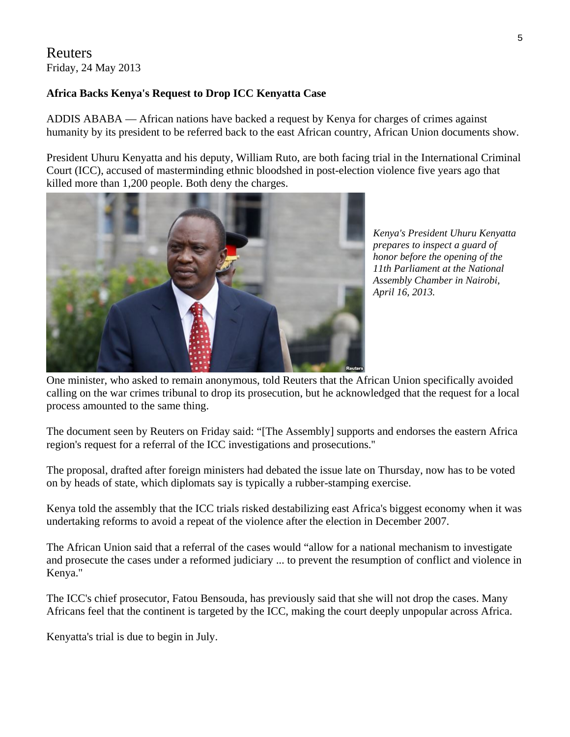Reuters
Friday, 24 May 2013

**Africa Backs Kenya's Request to Drop ICC Kenyatta Case**

ADDIS ABABA — African nations have backed a request by Kenya for charges of crimes against humanity by its president to be referred back to the east African country, African Union documents show.

President Uhuru Kenyatta and his deputy, William Ruto, are both facing trial in the International Criminal Court (ICC), accused of masterminding ethnic bloodshed in post-election violence five years ago that killed more than 1,200 people. Both deny the charges.

*Kenya's President Uhuru Kenyatta prepares to inspect a guard of honor before the opening of the 11th Parliament at the National Assembly Chamber in Nairobi, April 16, 2013.*

One minister, who asked to remain anonymous, told Reuters that the African Union specifically avoided calling on the war crimes tribunal to drop its prosecution, but he acknowledged that the request for a local process amounted to the same thing.

The document seen by Reuters on Friday said: "[The Assembly] supports and endorses the eastern Africa region's request for a referral of the ICC investigations and prosecutions."

The proposal, drafted after foreign ministers had debated the issue late on Thursday, now has to be voted on by heads of state, which diplomats say is typically a rubber-stamping exercise.

Kenya told the assembly that the ICC trials risked destabilizing east Africa's biggest economy when it was undertaking reforms to avoid a repeat of the violence after the election in December 2007.

The African Union said that a referral of the cases would "allow for a national mechanism to investigate and prosecute the cases under a reformed judiciary ... to prevent the resumption of conflict and violence in Kenya."

The ICC's chief prosecutor, Fatou Bensouda, has previously said that she will not drop the cases. Many Africans feel that the continent is targeted by the ICC, making the court deeply unpopular across Africa.

Kenyatta's trial is due to begin in July.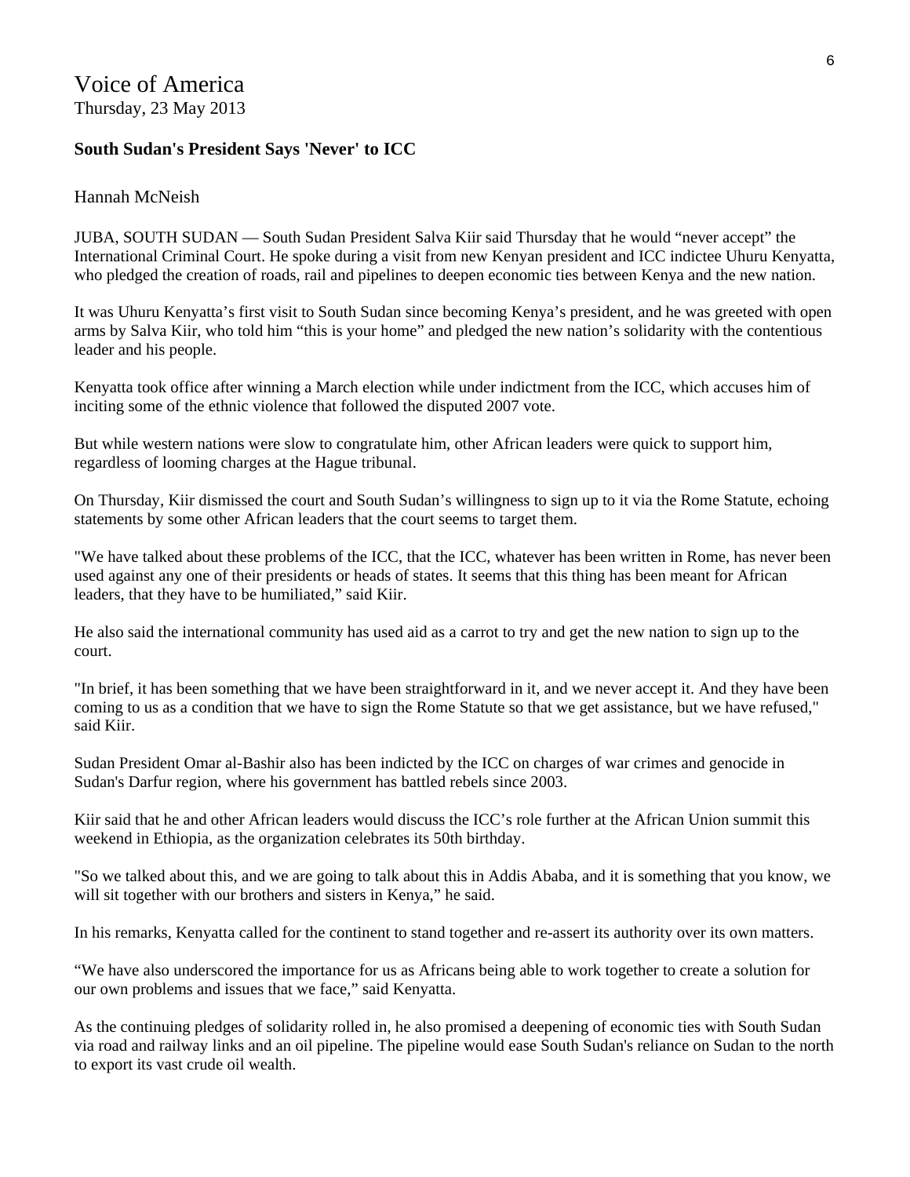Voice of America
Thursday, 23 May 2013

**South Sudan's President Says 'Never' to ICC**

Hannah McNeish

JUBA, SOUTH SUDAN — South Sudan President Salva Kiir said Thursday that he would "never accept" the International Criminal Court. He spoke during a visit from new Kenyan president and ICC indictee Uhuru Kenyatta, who pledged the creation of roads, rail and pipelines to deepen economic ties between Kenya and the new nation.

It was Uhuru Kenyatta's first visit to South Sudan since becoming Kenya's president, and he was greeted with open arms by Salva Kiir, who told him "this is your home" and pledged the new nation's solidarity with the contentious leader and his people.

Kenyatta took office after winning a March election while under indictment from the ICC, which accuses him of inciting some of the ethnic violence that followed the disputed 2007 vote.

But while western nations were slow to congratulate him, other African leaders were quick to support him, regardless of looming charges at the Hague tribunal.

On Thursday, Kiir dismissed the court and South Sudan's willingness to sign up to it via the Rome Statute, echoing statements by some other African leaders that the court seems to target them.

"We have talked about these problems of the ICC, that the ICC, whatever has been written in Rome, has never been used against any one of their presidents or heads of states. It seems that this thing has been meant for African leaders, that they have to be humiliated," said Kiir.

He also said the international community has used aid as a carrot to try and get the new nation to sign up to the court.

"In brief, it has been something that we have been straightforward in it, and we never accept it. And they have been coming to us as a condition that we have to sign the Rome Statute so that we get assistance, but we have refused," said Kiir.

Sudan President Omar al-Bashir also has been indicted by the ICC on charges of war crimes and genocide in Sudan's Darfur region, where his government has battled rebels since 2003.

Kiir said that he and other African leaders would discuss the ICC's role further at the African Union summit this weekend in Ethiopia, as the organization celebrates its 50th birthday.

"So we talked about this, and we are going to talk about this in Addis Ababa, and it is something that you know, we will sit together with our brothers and sisters in Kenya," he said.

In his remarks, Kenyatta called for the continent to stand together and re-assert its authority over its own matters.

"We have also underscored the importance for us as Africans being able to work together to create a solution for our own problems and issues that we face," said Kenyatta.

As the continuing pledges of solidarity rolled in, he also promised a deepening of economic ties with South Sudan via road and railway links and an oil pipeline. The pipeline would ease South Sudan's reliance on Sudan to the north to export its vast crude oil wealth.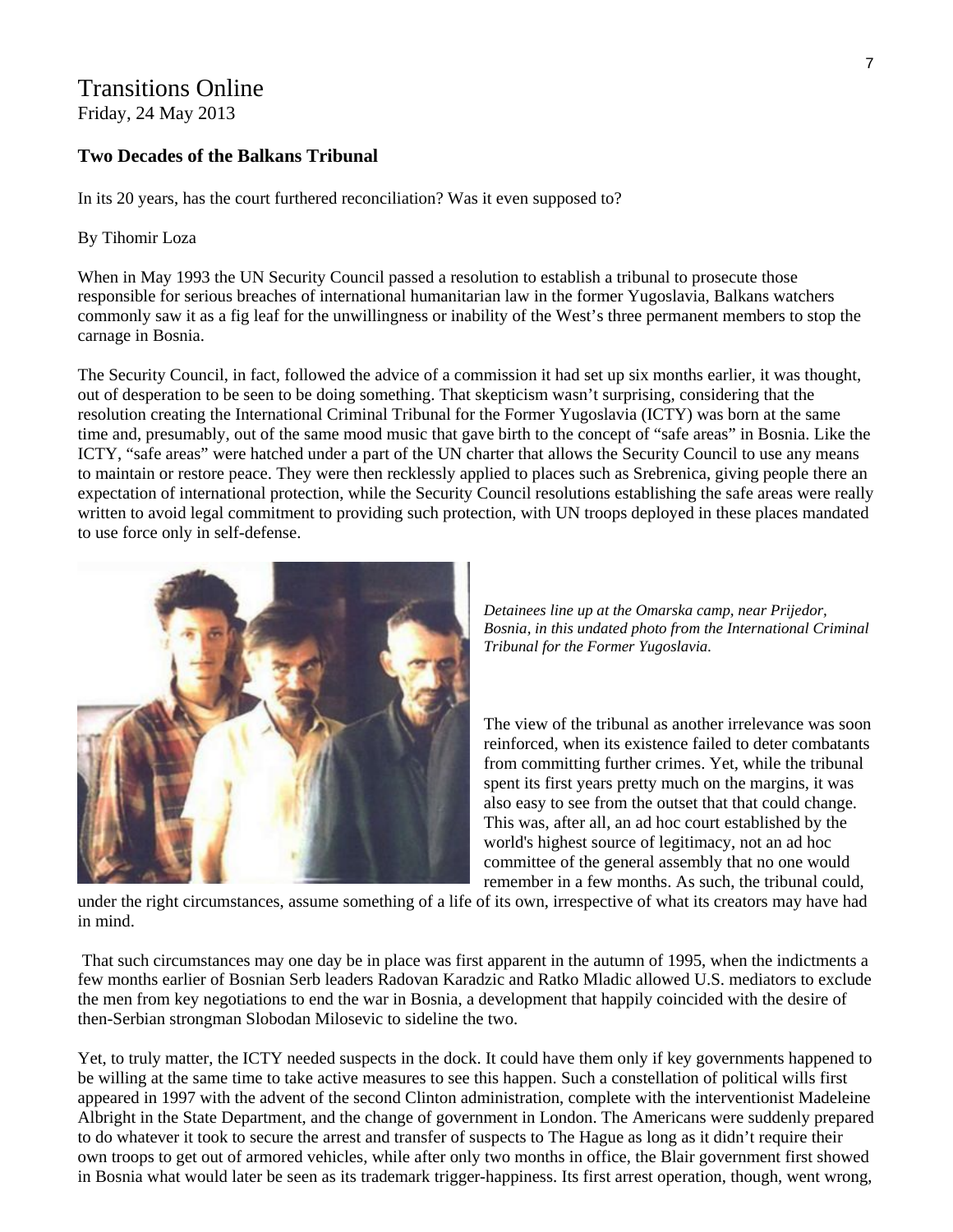Transitions Online
Friday, 24 May 2013

**Two Decades of the Balkans Tribunal**

In its 20 years, has the court furthered reconciliation? Was it even supposed to?

By Tihomir Loza

When in May 1993 the UN Security Council passed a resolution to establish a tribunal to prosecute those responsible for serious breaches of international humanitarian law in the former Yugoslavia, Balkans watchers commonly saw it as a fig leaf for the unwillingness or inability of the West's three permanent members to stop the carnage in Bosnia.

The Security Council, in fact, followed the advice of a commission it had set up six months earlier, it was thought, out of desperation to be seen to be doing something. That skepticism wasn't surprising, considering that the resolution creating the International Criminal Tribunal for the Former Yugoslavia (ICTY) was born at the same time and, presumably, out of the same mood music that gave birth to the concept of "safe areas" in Bosnia. Like the ICTY, "safe areas" were hatched under a part of the UN charter that allows the Security Council to use any means to maintain or restore peace. They were then recklessly applied to places such as Srebrenica, giving people there an expectation of international protection, while the Security Council resolutions establishing the safe areas were really written to avoid legal commitment to providing such protection, with UN troops deployed in these places mandated to use force only in self-defense.

*Detainees line up at the Omarska camp, near Prijedor, Bosnia, in this undated photo from the International Criminal Tribunal for the Former Yugoslavia.*

The view of the tribunal as another irrelevance was soon reinforced, when its existence failed to deter combatants from committing further crimes. Yet, while the tribunal spent its first years pretty much on the margins, it was also easy to see from the outset that that could change. This was, after all, an ad hoc court established by the world's highest source of legitimacy, not an ad hoc committee of the general assembly that no one would remember in a few months. As such, the tribunal could, under the right circumstances, assume something of a life of its own, irrespective of what its creators may have had in mind.

That such circumstances may one day be in place was first apparent in the autumn of 1995, when the indictments a few months earlier of Bosnian Serb leaders Radovan Karadzic and Ratko Mladic allowed U.S. mediators to exclude the men from key negotiations to end the war in Bosnia, a development that happily coincided with the desire of then-Serbian strongman Slobodan Milosevic to sideline the two.

Yet, to truly matter, the ICTY needed suspects in the dock. It could have them only if key governments happened to be willing at the same time to take active measures to see this happen. Such a constellation of political wills first appeared in 1997 with the advent of the second Clinton administration, complete with the interventionist Madeleine Albright in the State Department, and the change of government in London. The Americans were suddenly prepared to do whatever it took to secure the arrest and transfer of suspects to The Hague as long as it didn't require their own troops to get out of armored vehicles, while after only two months in office, the Blair government first showed in Bosnia what would later be seen as its trademark trigger-happiness. Its first arrest operation, though, went wrong,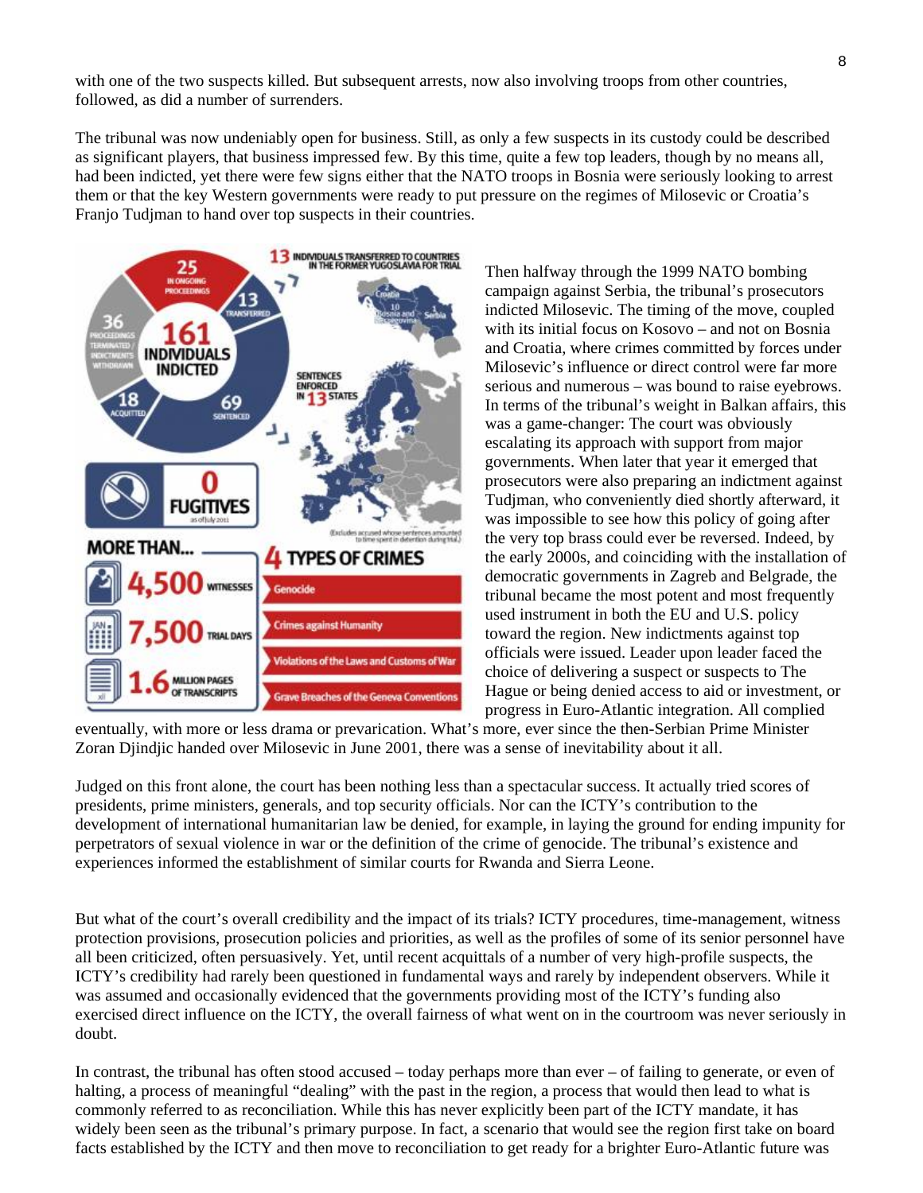with one of the two suspects killed. But subsequent arrests, now also involving troops from other countries, followed, as did a number of surrenders.

The tribunal was now undeniably open for business. Still, as only a few suspects in its custody could be described as significant players, that business impressed few. By this time, quite a few top leaders, though by no means all, had been indicted, yet there were few signs either that the NATO troops in Bosnia were seriously looking to arrest them or that the key Western governments were ready to put pressure on the regimes of Milosevic or Croatia's Franjo Tudjman to hand over top suspects in their countries.

**161 INDIVIDUALS INDICTED**

- 25 IN ONGOING PROCEEDINGS
- 13 TRANSFERRED
- 69 SENTENCED
- 18 ACQUITTED
- 36 PROCEEDINGS TERMINATED / INDICTMENTS WITHDRAWN

**13 INDIVIDUALS TRANSFERRED TO COUNTRIES IN THE FORMER YUGOSLAVIA FOR TRIAL**

Croatia 2, Bosnia and Herzegovina 10, Serbia 1

**SENTENCES ENFORCED IN 13 STATES**

(Excludes accused whose sentences amounted to time spent in detention during trial.)

**0 FUGITIVES** as of July 2011

**MORE THAN...**

- 4,500 WITNESSES
- 7,500 TRIAL DAYS
- 1.6 MILLION PAGES OF TRANSCRIPTS

**4 TYPES OF CRIMES**

- Genocide
- Crimes against Humanity
- Violations of the Laws and Customs of War
- Grave Breaches of the Geneva Conventions

Then halfway through the 1999 NATO bombing campaign against Serbia, the tribunal's prosecutors indicted Milosevic. The timing of the move, coupled with its initial focus on Kosovo – and not on Bosnia and Croatia, where crimes committed by forces under Milosevic's influence or direct control were far more serious and numerous – was bound to raise eyebrows. In terms of the tribunal's weight in Balkan affairs, this was a game-changer: The court was obviously escalating its approach with support from major governments. When later that year it emerged that prosecutors were also preparing an indictment against Tudjman, who conveniently died shortly afterward, it was impossible to see how this policy of going after the very top brass could ever be reversed. Indeed, by the early 2000s, and coinciding with the installation of democratic governments in Zagreb and Belgrade, the tribunal became the most potent and most frequently used instrument in both the EU and U.S. policy toward the region. New indictments against top officials were issued. Leader upon leader faced the choice of delivering a suspect or suspects to The Hague or being denied access to aid or investment, or progress in Euro-Atlantic integration. All complied eventually, with more or less drama or prevarication. What's more, ever since the then-Serbian Prime Minister Zoran Djindjic handed over Milosevic in June 2001, there was a sense of inevitability about it all.

Judged on this front alone, the court has been nothing less than a spectacular success. It actually tried scores of presidents, prime ministers, generals, and top security officials. Nor can the ICTY's contribution to the development of international humanitarian law be denied, for example, in laying the ground for ending impunity for perpetrators of sexual violence in war or the definition of the crime of genocide. The tribunal's existence and experiences informed the establishment of similar courts for Rwanda and Sierra Leone.

But what of the court's overall credibility and the impact of its trials? ICTY procedures, time-management, witness protection provisions, prosecution policies and priorities, as well as the profiles of some of its senior personnel have all been criticized, often persuasively. Yet, until recent acquittals of a number of very high-profile suspects, the ICTY's credibility had rarely been questioned in fundamental ways and rarely by independent observers. While it was assumed and occasionally evidenced that the governments providing most of the ICTY's funding also exercised direct influence on the ICTY, the overall fairness of what went on in the courtroom was never seriously in doubt.

In contrast, the tribunal has often stood accused – today perhaps more than ever – of failing to generate, or even of halting, a process of meaningful "dealing" with the past in the region, a process that would then lead to what is commonly referred to as reconciliation. While this has never explicitly been part of the ICTY mandate, it has widely been seen as the tribunal's primary purpose. In fact, a scenario that would see the region first take on board facts established by the ICTY and then move to reconciliation to get ready for a brighter Euro-Atlantic future was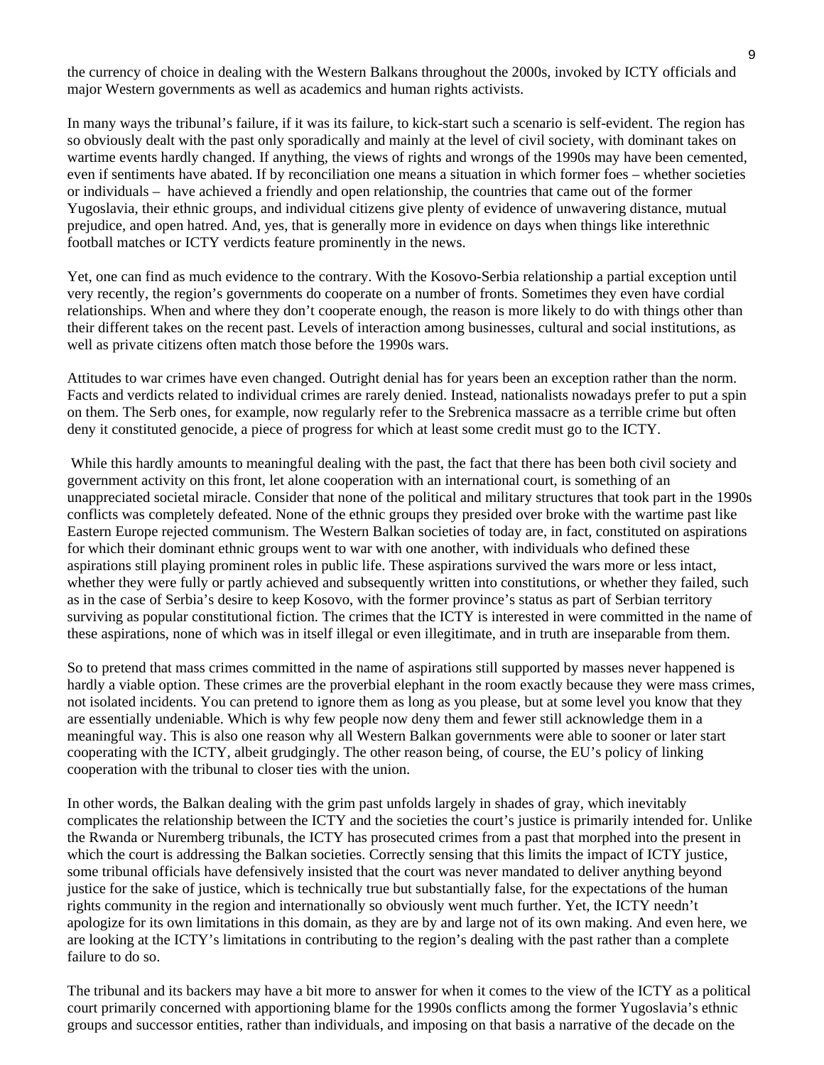the currency of choice in dealing with the Western Balkans throughout the 2000s, invoked by ICTY officials and major Western governments as well as academics and human rights activists.

In many ways the tribunal's failure, if it was its failure, to kick-start such a scenario is self-evident. The region has so obviously dealt with the past only sporadically and mainly at the level of civil society, with dominant takes on wartime events hardly changed. If anything, the views of rights and wrongs of the 1990s may have been cemented, even if sentiments have abated. If by reconciliation one means a situation in which former foes – whether societies or individuals – have achieved a friendly and open relationship, the countries that came out of the former Yugoslavia, their ethnic groups, and individual citizens give plenty of evidence of unwavering distance, mutual prejudice, and open hatred. And, yes, that is generally more in evidence on days when things like interethnic football matches or ICTY verdicts feature prominently in the news.

Yet, one can find as much evidence to the contrary. With the Kosovo-Serbia relationship a partial exception until very recently, the region's governments do cooperate on a number of fronts. Sometimes they even have cordial relationships. When and where they don't cooperate enough, the reason is more likely to do with things other than their different takes on the recent past. Levels of interaction among businesses, cultural and social institutions, as well as private citizens often match those before the 1990s wars.

Attitudes to war crimes have even changed. Outright denial has for years been an exception rather than the norm. Facts and verdicts related to individual crimes are rarely denied. Instead, nationalists nowadays prefer to put a spin on them. The Serb ones, for example, now regularly refer to the Srebrenica massacre as a terrible crime but often deny it constituted genocide, a piece of progress for which at least some credit must go to the ICTY.

While this hardly amounts to meaningful dealing with the past, the fact that there has been both civil society and government activity on this front, let alone cooperation with an international court, is something of an unappreciated societal miracle. Consider that none of the political and military structures that took part in the 1990s conflicts was completely defeated. None of the ethnic groups they presided over broke with the wartime past like Eastern Europe rejected communism. The Western Balkan societies of today are, in fact, constituted on aspirations for which their dominant ethnic groups went to war with one another, with individuals who defined these aspirations still playing prominent roles in public life. These aspirations survived the wars more or less intact, whether they were fully or partly achieved and subsequently written into constitutions, or whether they failed, such as in the case of Serbia's desire to keep Kosovo, with the former province's status as part of Serbian territory surviving as popular constitutional fiction. The crimes that the ICTY is interested in were committed in the name of these aspirations, none of which was in itself illegal or even illegitimate, and in truth are inseparable from them.

So to pretend that mass crimes committed in the name of aspirations still supported by masses never happened is hardly a viable option. These crimes are the proverbial elephant in the room exactly because they were mass crimes, not isolated incidents. You can pretend to ignore them as long as you please, but at some level you know that they are essentially undeniable. Which is why few people now deny them and fewer still acknowledge them in a meaningful way. This is also one reason why all Western Balkan governments were able to sooner or later start cooperating with the ICTY, albeit grudgingly. The other reason being, of course, the EU's policy of linking cooperation with the tribunal to closer ties with the union.

In other words, the Balkan dealing with the grim past unfolds largely in shades of gray, which inevitably complicates the relationship between the ICTY and the societies the court's justice is primarily intended for. Unlike the Rwanda or Nuremberg tribunals, the ICTY has prosecuted crimes from a past that morphed into the present in which the court is addressing the Balkan societies. Correctly sensing that this limits the impact of ICTY justice, some tribunal officials have defensively insisted that the court was never mandated to deliver anything beyond justice for the sake of justice, which is technically true but substantially false, for the expectations of the human rights community in the region and internationally so obviously went much further. Yet, the ICTY needn't apologize for its own limitations in this domain, as they are by and large not of its own making. And even here, we are looking at the ICTY's limitations in contributing to the region's dealing with the past rather than a complete failure to do so.

The tribunal and its backers may have a bit more to answer for when it comes to the view of the ICTY as a political court primarily concerned with apportioning blame for the 1990s conflicts among the former Yugoslavia's ethnic groups and successor entities, rather than individuals, and imposing on that basis a narrative of the decade on the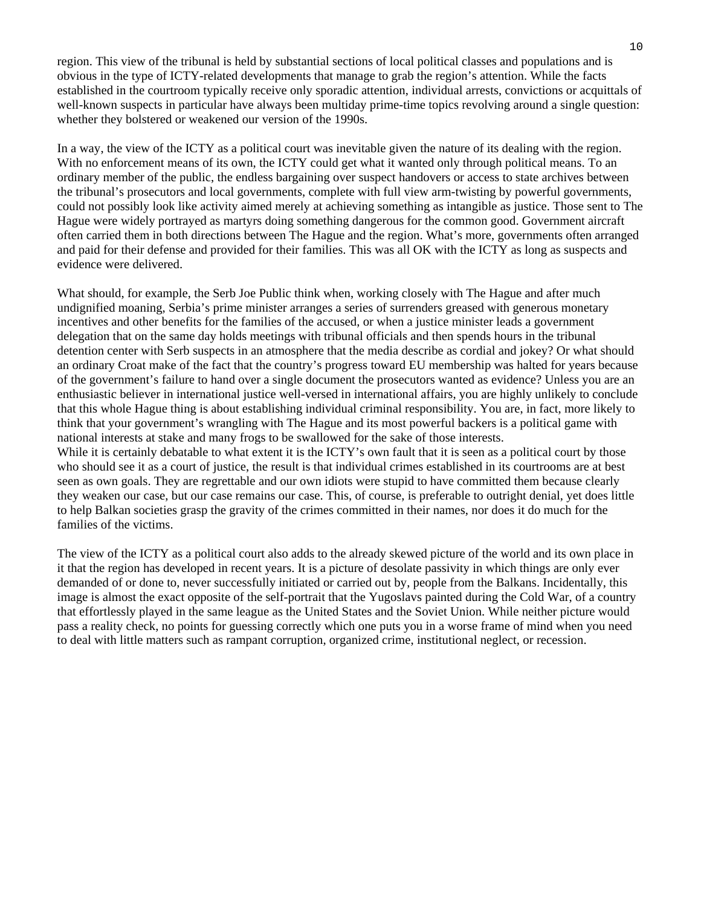region. This view of the tribunal is held by substantial sections of local political classes and populations and is obvious in the type of ICTY-related developments that manage to grab the region's attention. While the facts established in the courtroom typically receive only sporadic attention, individual arrests, convictions or acquittals of well-known suspects in particular have always been multiday prime-time topics revolving around a single question: whether they bolstered or weakened our version of the 1990s.

In a way, the view of the ICTY as a political court was inevitable given the nature of its dealing with the region. With no enforcement means of its own, the ICTY could get what it wanted only through political means. To an ordinary member of the public, the endless bargaining over suspect handovers or access to state archives between the tribunal's prosecutors and local governments, complete with full view arm-twisting by powerful governments, could not possibly look like activity aimed merely at achieving something as intangible as justice. Those sent to The Hague were widely portrayed as martyrs doing something dangerous for the common good. Government aircraft often carried them in both directions between The Hague and the region. What's more, governments often arranged and paid for their defense and provided for their families. This was all OK with the ICTY as long as suspects and evidence were delivered.

What should, for example, the Serb Joe Public think when, working closely with The Hague and after much undignified moaning, Serbia's prime minister arranges a series of surrenders greased with generous monetary incentives and other benefits for the families of the accused, or when a justice minister leads a government delegation that on the same day holds meetings with tribunal officials and then spends hours in the tribunal detention center with Serb suspects in an atmosphere that the media describe as cordial and jokey? Or what should an ordinary Croat make of the fact that the country's progress toward EU membership was halted for years because of the government's failure to hand over a single document the prosecutors wanted as evidence? Unless you are an enthusiastic believer in international justice well-versed in international affairs, you are highly unlikely to conclude that this whole Hague thing is about establishing individual criminal responsibility. You are, in fact, more likely to think that your government's wrangling with The Hague and its most powerful backers is a political game with national interests at stake and many frogs to be swallowed for the sake of those interests.

While it is certainly debatable to what extent it is the ICTY's own fault that it is seen as a political court by those who should see it as a court of justice, the result is that individual crimes established in its courtrooms are at best seen as own goals. They are regrettable and our own idiots were stupid to have committed them because clearly they weaken our case, but our case remains our case. This, of course, is preferable to outright denial, yet does little to help Balkan societies grasp the gravity of the crimes committed in their names, nor does it do much for the families of the victims.

The view of the ICTY as a political court also adds to the already skewed picture of the world and its own place in it that the region has developed in recent years. It is a picture of desolate passivity in which things are only ever demanded of or done to, never successfully initiated or carried out by, people from the Balkans. Incidentally, this image is almost the exact opposite of the self-portrait that the Yugoslavs painted during the Cold War, of a country that effortlessly played in the same league as the United States and the Soviet Union. While neither picture would pass a reality check, no points for guessing correctly which one puts you in a worse frame of mind when you need to deal with little matters such as rampant corruption, organized crime, institutional neglect, or recession.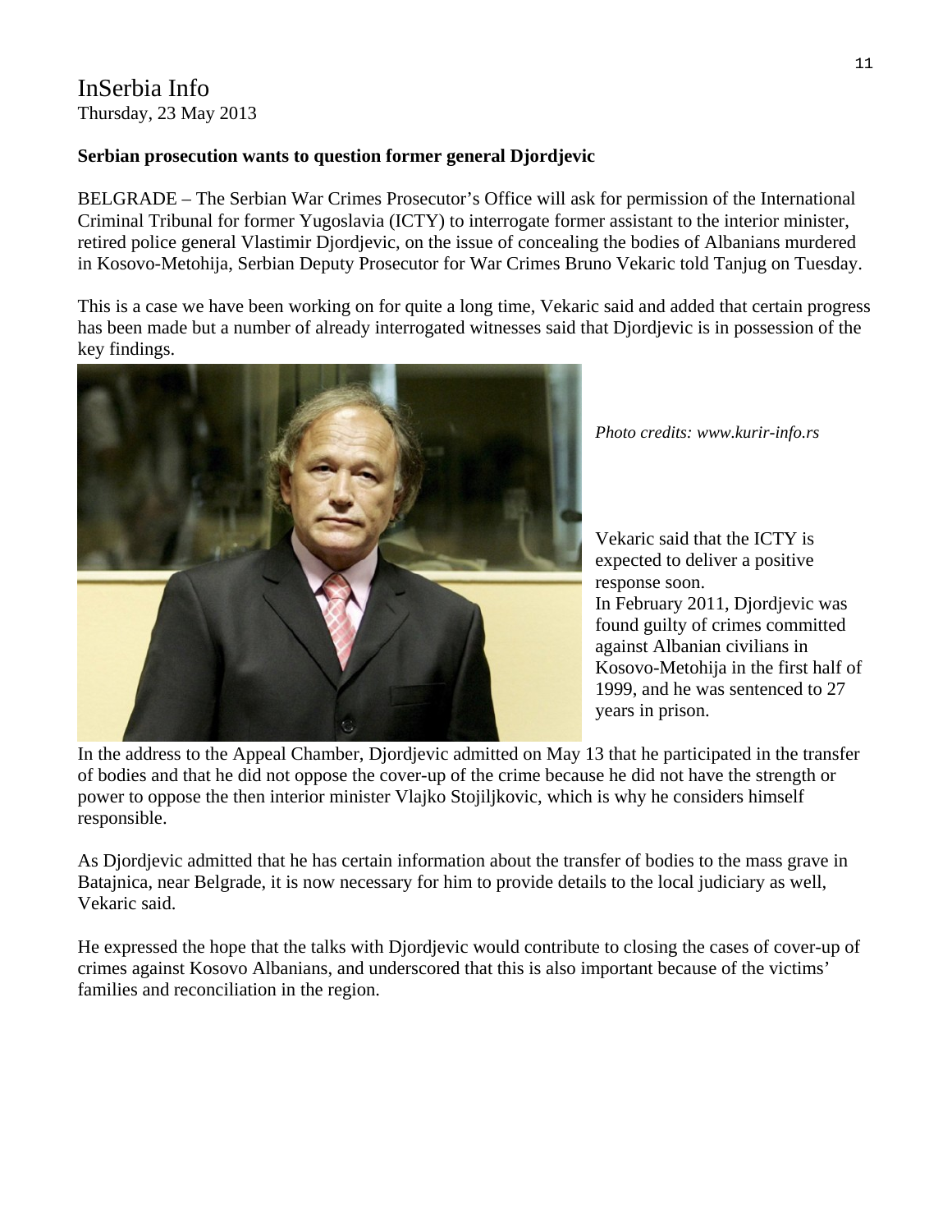InSerbia Info
Thursday, 23 May 2013

**Serbian prosecution wants to question former general Djordjevic**

BELGRADE – The Serbian War Crimes Prosecutor's Office will ask for permission of the International Criminal Tribunal for former Yugoslavia (ICTY) to interrogate former assistant to the interior minister, retired police general Vlastimir Djordjevic, on the issue of concealing the bodies of Albanians murdered in Kosovo-Metohija, Serbian Deputy Prosecutor for War Crimes Bruno Vekaric told Tanjug on Tuesday.

This is a case we have been working on for quite a long time, Vekaric said and added that certain progress has been made but a number of already interrogated witnesses said that Djordjevic is in possession of the key findings.

*Photo credits: www.kurir-info.rs*

Vekaric said that the ICTY is expected to deliver a positive response soon.
In February 2011, Djordjevic was found guilty of crimes committed against Albanian civilians in Kosovo-Metohija in the first half of 1999, and he was sentenced to 27 years in prison.

In the address to the Appeal Chamber, Djordjevic admitted on May 13 that he participated in the transfer of bodies and that he did not oppose the cover-up of the crime because he did not have the strength or power to oppose the then interior minister Vlajko Stojiljkovic, which is why he considers himself responsible.

As Djordjevic admitted that he has certain information about the transfer of bodies to the mass grave in Batajnica, near Belgrade, it is now necessary for him to provide details to the local judiciary as well, Vekaric said.

He expressed the hope that the talks with Djordjevic would contribute to closing the cases of cover-up of crimes against Kosovo Albanians, and underscored that this is also important because of the victims' families and reconciliation in the region.